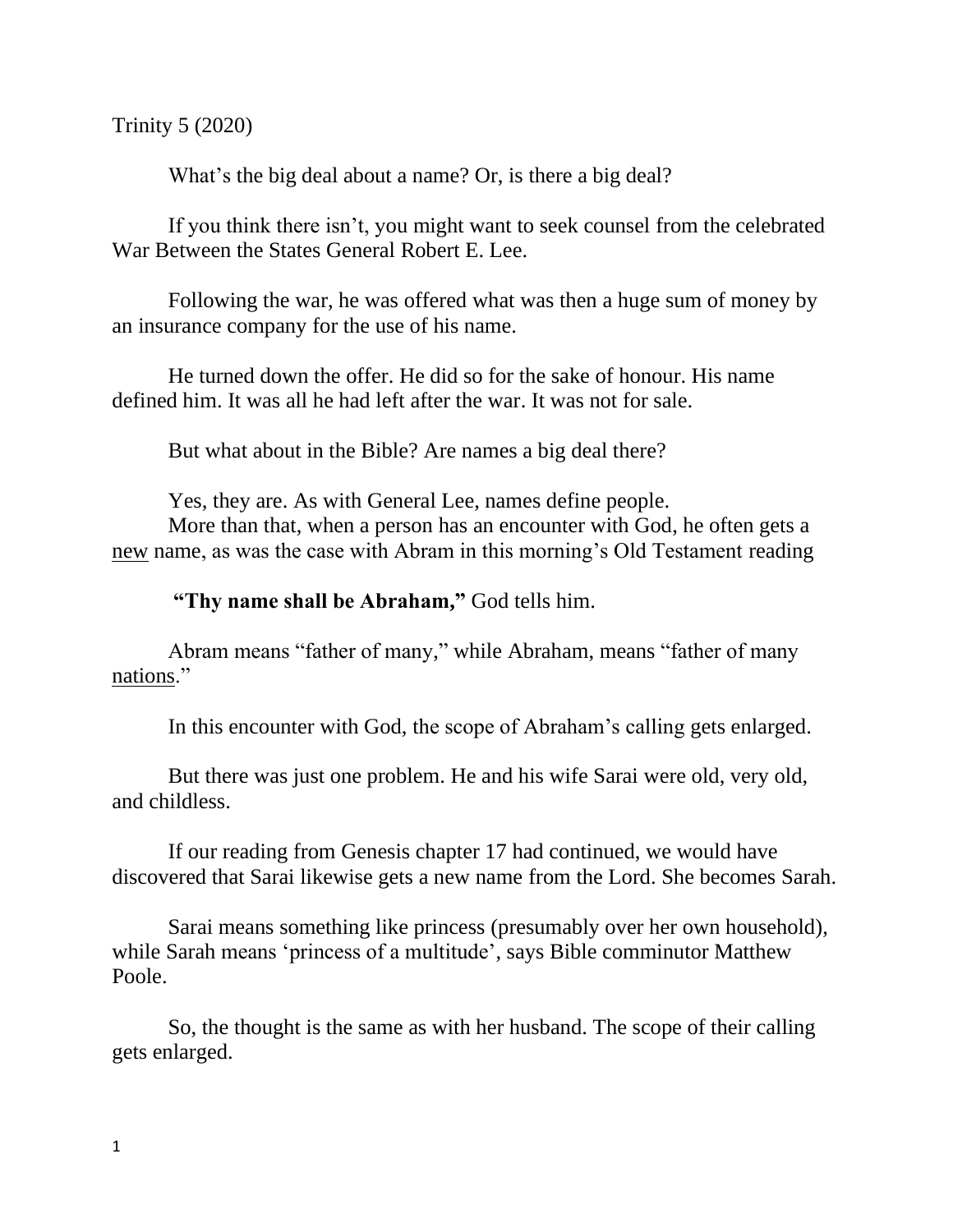Trinity 5 (2020)

What's the big deal about a name? Or, is there a big deal?

If you think there isn't, you might want to seek counsel from the celebrated War Between the States General Robert E. Lee.

Following the war, he was offered what was then a huge sum of money by an insurance company for the use of his name.

He turned down the offer. He did so for the sake of honour. His name defined him. It was all he had left after the war. It was not for sale.

But what about in the Bible? Are names a big deal there?

Yes, they are. As with General Lee, names define people.

More than that, when a person has an encounter with God, he often gets a <u>new</u> name, as was the case with Abram in this morning's Old Testament reading

**"Thy name shall be Abraham,"** God tells him.

Abram means "father of many," while Abraham, means "father of many <u>nations</u>."

In this encounter with God, the scope of Abraham's calling gets enlarged.

But there was just one problem. He and his wife Sarai were old, very old, and childless.

If our reading from Genesis chapter 17 had continued, we would have discovered that Sarai likewise gets a new name from the Lord. She becomes Sarah.

Sarai means something like princess (presumably over her own household), while Sarah means 'princess of a multitude', says Bible comminutor Matthew Poole.

So, the thought is the same as with her husband. The scope of their calling gets enlarged.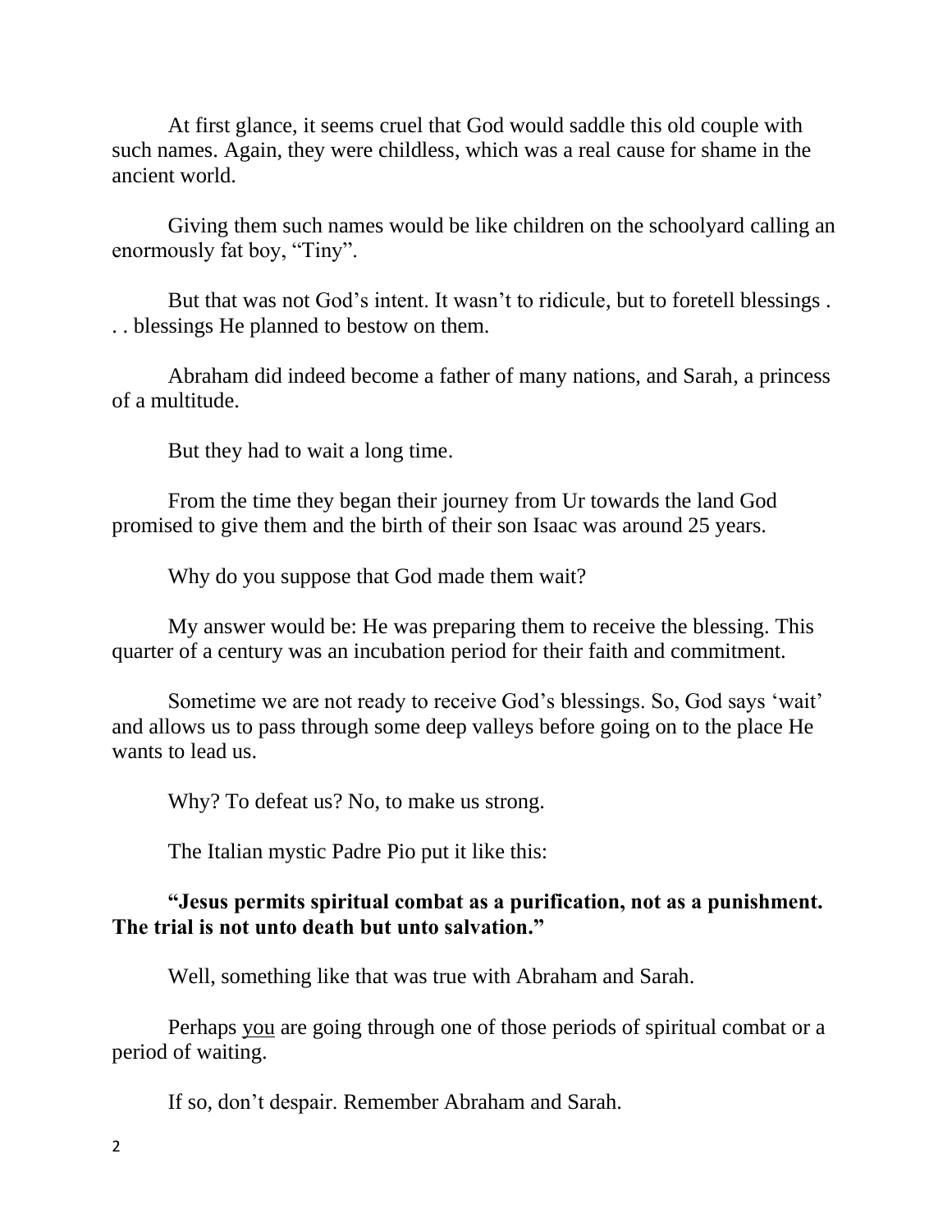At first glance, it seems cruel that God would saddle this old couple with such names. Again, they were childless, which was a real cause for shame in the ancient world.

Giving them such names would be like children on the schoolyard calling an enormously fat boy, "Tiny".

But that was not God's intent. It wasn't to ridicule, but to foretell blessings . . . blessings He planned to bestow on them.

Abraham did indeed become a father of many nations, and Sarah, a princess of a multitude.

But they had to wait a long time.

From the time they began their journey from Ur towards the land God promised to give them and the birth of their son Isaac was around 25 years.

Why do you suppose that God made them wait?

My answer would be: He was preparing them to receive the blessing. This quarter of a century was an incubation period for their faith and commitment.

Sometime we are not ready to receive God's blessings. So, God says 'wait' and allows us to pass through some deep valleys before going on to the place He wants to lead us.

Why? To defeat us? No, to make us strong.

The Italian mystic Padre Pio put it like this:

**"Jesus permits spiritual combat as a purification, not as a punishment. The trial is not unto death but unto salvation."**

Well, something like that was true with Abraham and Sarah.

Perhaps <u>you</u> are going through one of those periods of spiritual combat or a period of waiting.

If so, don't despair. Remember Abraham and Sarah.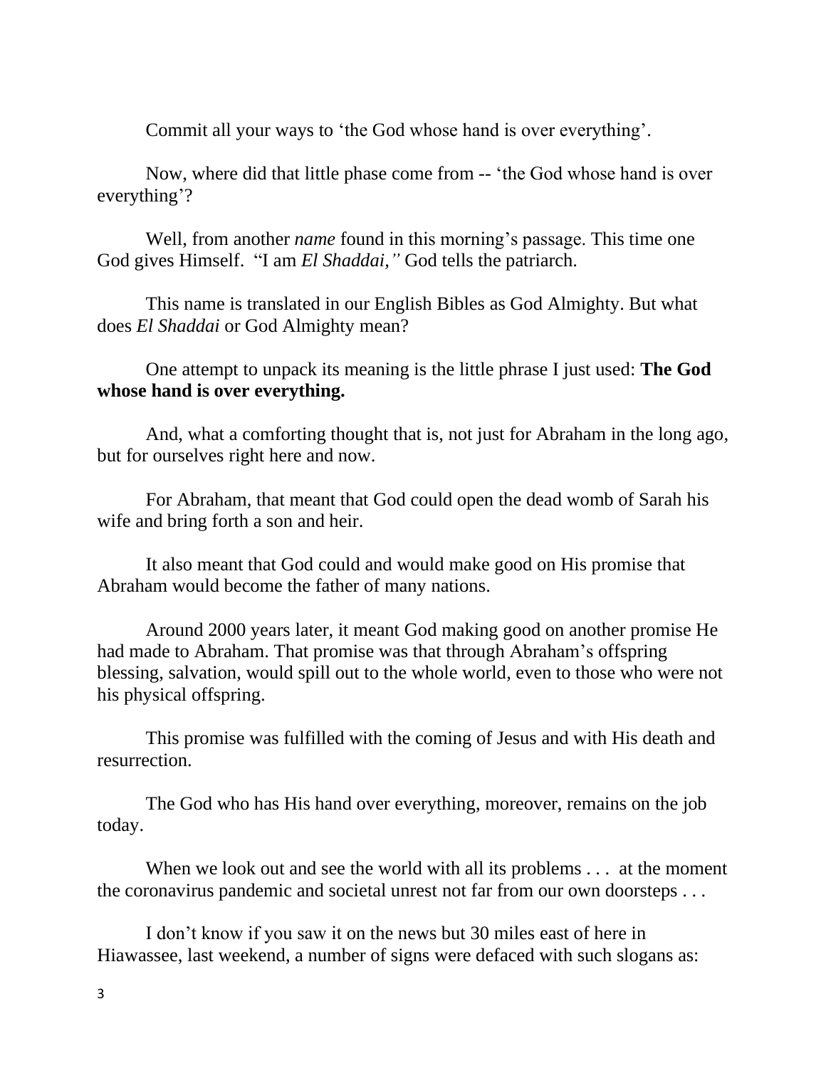Commit all your ways to 'the God whose hand is over everything'.

Now, where did that little phase come from -- 'the God whose hand is over everything'?

Well, from another *name* found in this morning's passage. This time one God gives Himself. "I am *El Shaddai,"* God tells the patriarch.

This name is translated in our English Bibles as God Almighty. But what does *El Shaddai* or God Almighty mean?

One attempt to unpack its meaning is the little phrase I just used: **The God whose hand is over everything.**

And, what a comforting thought that is, not just for Abraham in the long ago, but for ourselves right here and now.

For Abraham, that meant that God could open the dead womb of Sarah his wife and bring forth a son and heir.

It also meant that God could and would make good on His promise that Abraham would become the father of many nations.

Around 2000 years later, it meant God making good on another promise He had made to Abraham. That promise was that through Abraham's offspring blessing, salvation, would spill out to the whole world, even to those who were not his physical offspring.

This promise was fulfilled with the coming of Jesus and with His death and resurrection.

The God who has His hand over everything, moreover, remains on the job today.

When we look out and see the world with all its problems . . . at the moment the coronavirus pandemic and societal unrest not far from our own doorsteps . . .

I don't know if you saw it on the news but 30 miles east of here in Hiawassee, last weekend, a number of signs were defaced with such slogans as: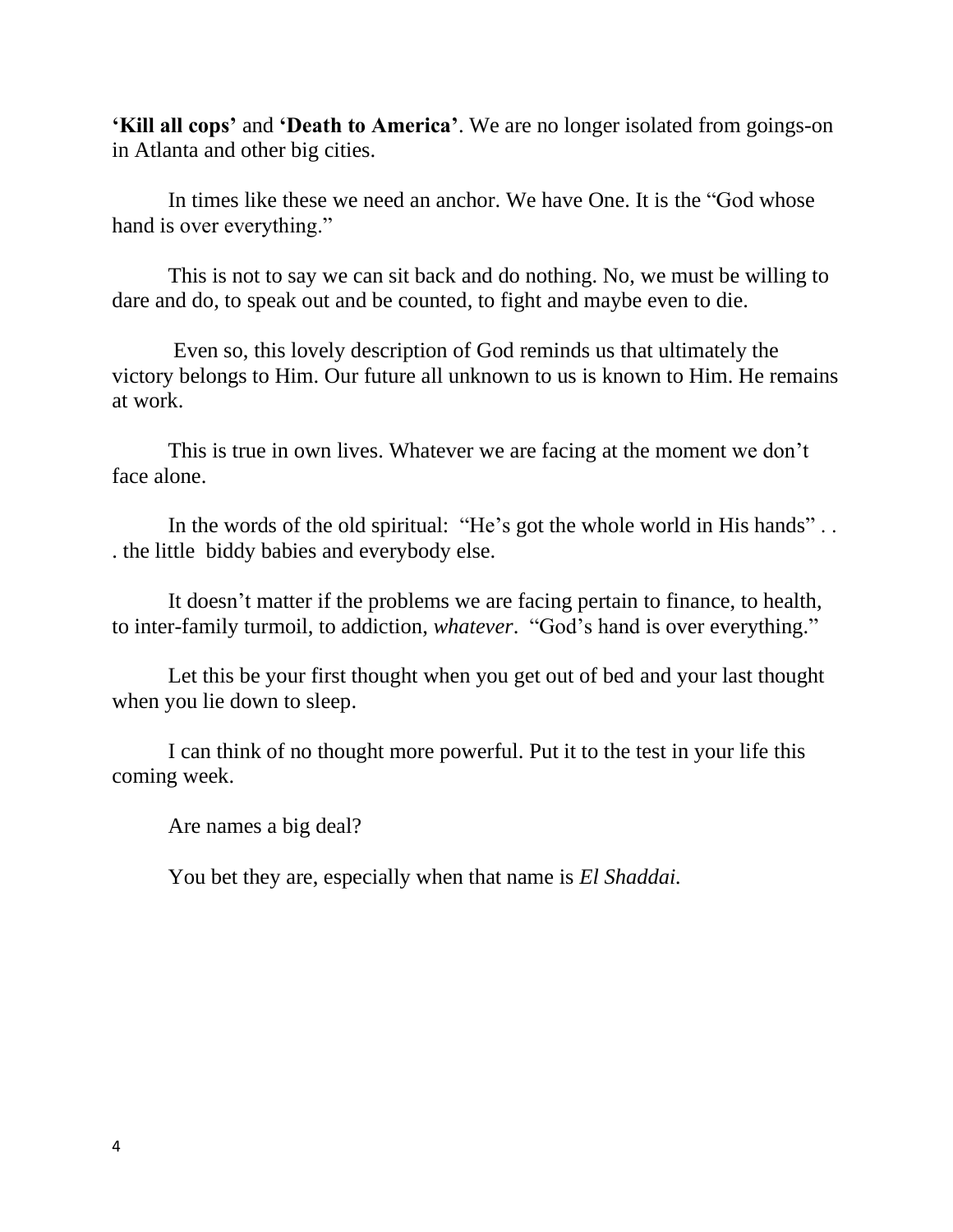**'Kill all cops'** and **'Death to America'**. We are no longer isolated from goings-on in Atlanta and other big cities.

In times like these we need an anchor. We have One. It is the "God whose hand is over everything."

This is not to say we can sit back and do nothing. No, we must be willing to dare and do, to speak out and be counted, to fight and maybe even to die.

Even so, this lovely description of God reminds us that ultimately the victory belongs to Him. Our future all unknown to us is known to Him. He remains at work.

This is true in own lives. Whatever we are facing at the moment we don't face alone.

In the words of the old spiritual: "He's got the whole world in His hands" . . . the little biddy babies and everybody else.

It doesn't matter if the problems we are facing pertain to finance, to health, to inter-family turmoil, to addiction, *whatever*. "God's hand is over everything."

Let this be your first thought when you get out of bed and your last thought when you lie down to sleep.

I can think of no thought more powerful. Put it to the test in your life this coming week.

Are names a big deal?

You bet they are, especially when that name is *El Shaddai*.